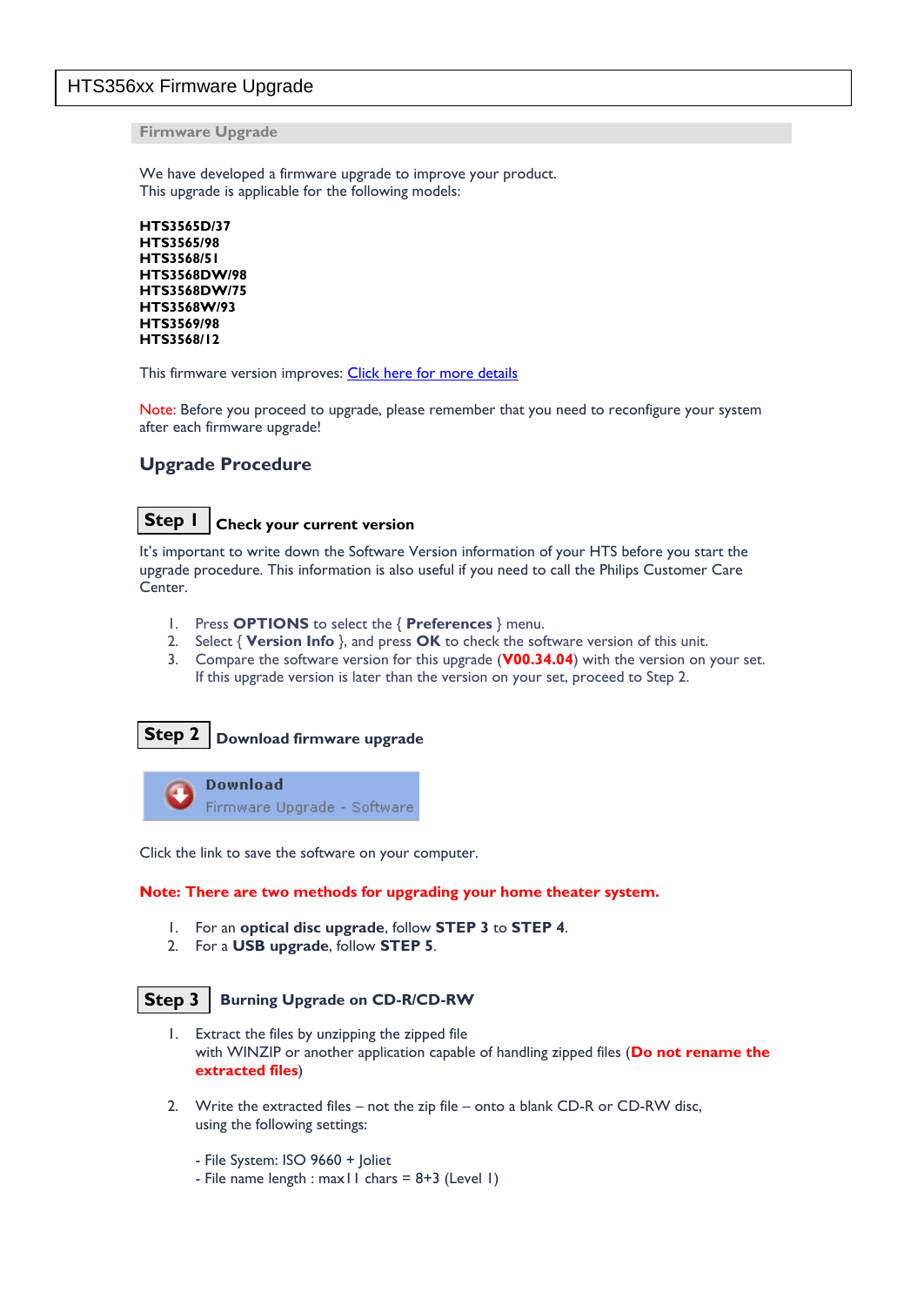# HTS356xx Firmware Upgrade

## Firmware Upgrade

We have developed a firmware upgrade to improve your product.
This upgrade is applicable for the following models:

**HTS3565D/37**
**HTS3565/98**
**HTS3568/51**
**HTS3568DW/98**
**HTS3568DW/75**
**HTS3568W/93**
**HTS3569/98**
**HTS3568/12**

This firmware version improves: Click here for more details

Note: Before you proceed to upgrade, please remember that you need to reconfigure your system after each firmware upgrade!

## Upgrade Procedure

### Step 1 Check your current version

It's important to write down the Software Version information of your HTS before you start the upgrade procedure. This information is also useful if you need to call the Philips Customer Care Center.

1. Press **OPTIONS** to select the { **Preferences** } menu.
2. Select { **Version Info** }, and press **OK** to check the software version of this unit.
3. Compare the software version for this upgrade (**V00.34.04**) with the version on your set.
   If this upgrade version is later than the version on your set, proceed to Step 2.

### Step 2 Download firmware upgrade

**Download**
Firmware Upgrade - Software

Click the link to save the software on your computer.

**Note: There are two methods for upgrading your home theater system.**

1. For an **optical disc upgrade**, follow **STEP 3** to **STEP 4**.
2. For a **USB upgrade**, follow **STEP 5**.

### Step 3 Burning Upgrade on CD-R/CD-RW

1. Extract the files by unzipping the zipped file
   with WINZIP or another application capable of handling zipped files (**Do not rename the extracted files**)

2. Write the extracted files – not the zip file – onto a blank CD-R or CD-RW disc, using the following settings:

   - File System: ISO 9660 + Joliet
   - File name length : max11 chars = 8+3 (Level 1)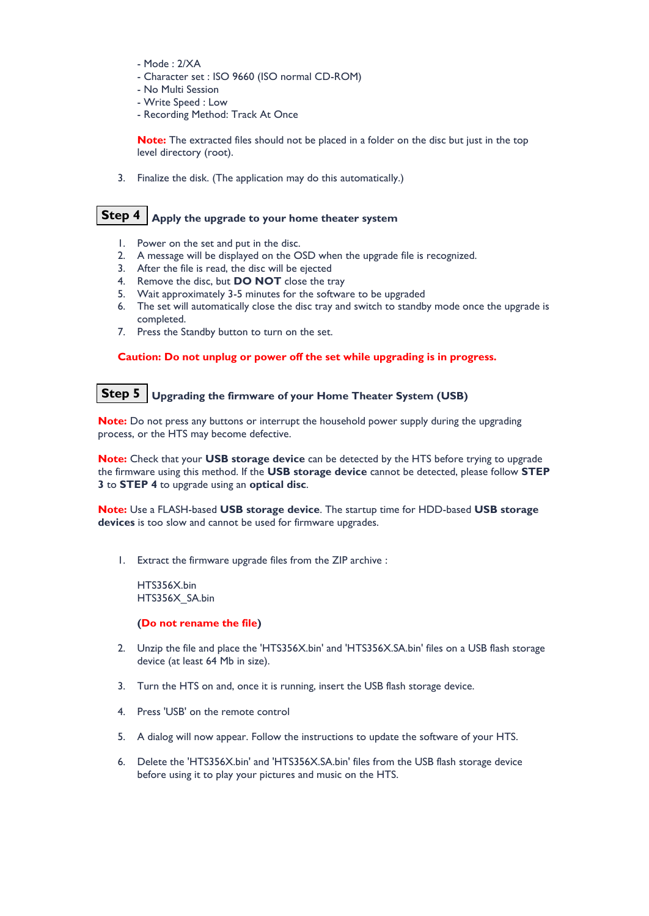- Mode : 2/XA
- Character set : ISO 9660 (ISO normal CD-ROM)
- No Multi Session
- Write Speed : Low
- Recording Method: Track At Once

**Note:** The extracted files should not be placed in a folder on the disc but just in the top level directory (root).

3. Finalize the disk. (The application may do this automatically.)

## Step 4 Apply the upgrade to your home theater system

1. Power on the set and put in the disc.
2. A message will be displayed on the OSD when the upgrade file is recognized.
3. After the file is read, the disc will be ejected
4. Remove the disc, but **DO NOT** close the tray
5. Wait approximately 3-5 minutes for the software to be upgraded
6. The set will automatically close the disc tray and switch to standby mode once the upgrade is completed.
7. Press the Standby button to turn on the set.

**Caution: Do not unplug or power off the set while upgrading is in progress.**

## Step 5 Upgrading the firmware of your Home Theater System (USB)

**Note:** Do not press any buttons or interrupt the household power supply during the upgrading process, or the HTS may become defective.

**Note:** Check that your **USB storage device** can be detected by the HTS before trying to upgrade the firmware using this method. If the **USB storage device** cannot be detected, please follow **STEP 3** to **STEP 4** to upgrade using an **optical disc**.

**Note:** Use a FLASH-based **USB storage device**. The startup time for HDD-based **USB storage devices** is too slow and cannot be used for firmware upgrades.

1. Extract the firmware upgrade files from the ZIP archive :

   HTS356X.bin
   HTS356X_SA.bin

   **(Do not rename the file)**

2. Unzip the file and place the 'HTS356X.bin' and 'HTS356X.SA.bin' files on a USB flash storage device (at least 64 Mb in size).

3. Turn the HTS on and, once it is running, insert the USB flash storage device.

4. Press 'USB' on the remote control

5. A dialog will now appear. Follow the instructions to update the software of your HTS.

6. Delete the 'HTS356X.bin' and 'HTS356X.SA.bin' files from the USB flash storage device before using it to play your pictures and music on the HTS.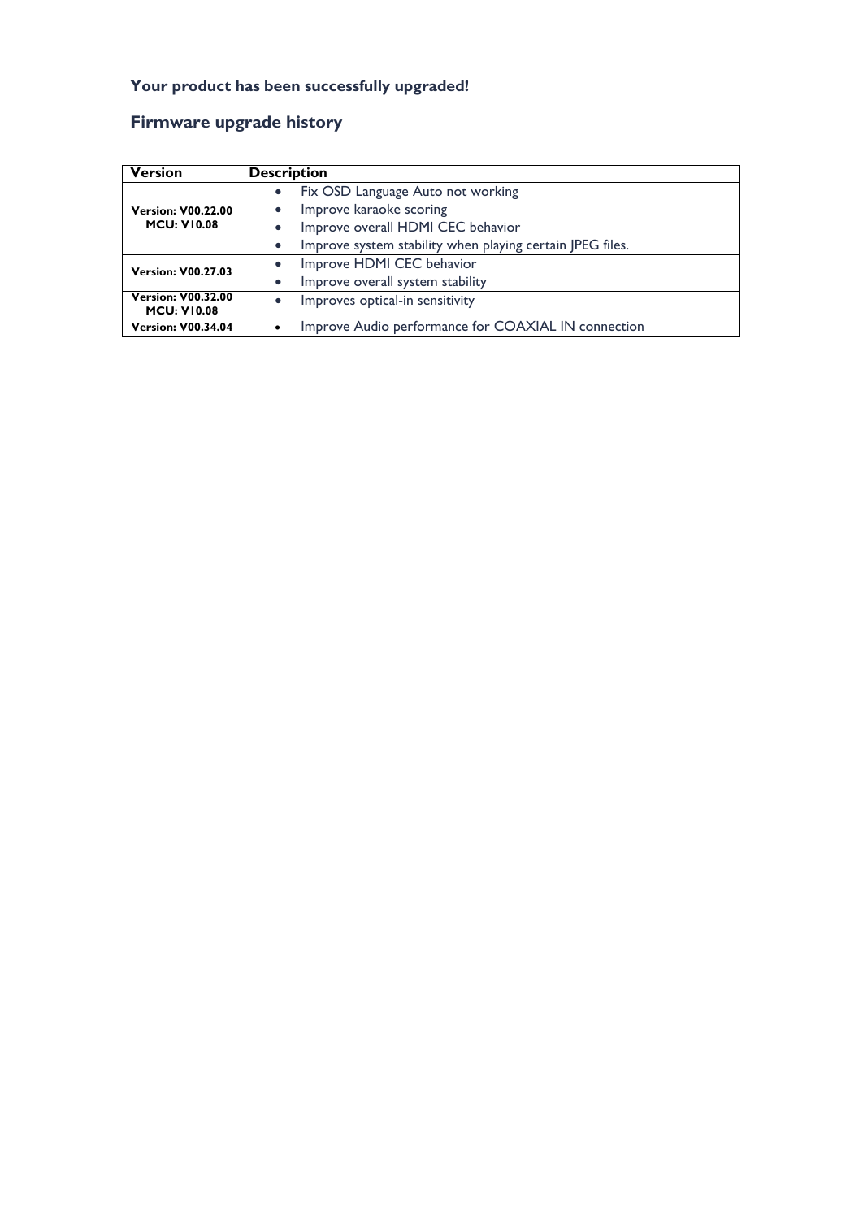**Your product has been successfully upgraded!**

## Firmware upgrade history

| Version | Description |
| --- | --- |
| **Version: V00.22.00** **MCU: V10.08** | • Fix OSD Language Auto not working<br>• Improve karaoke scoring<br>• Improve overall HDMI CEC behavior<br>• Improve system stability when playing certain JPEG files. |
| **Version: V00.27.03** | • Improve HDMI CEC behavior<br>• Improve overall system stability |
| **Version: V00.32.00** **MCU: V10.08** | • Improves optical-in sensitivity |
| **Version: V00.34.04** | • Improve Audio performance for COAXIAL IN connection |